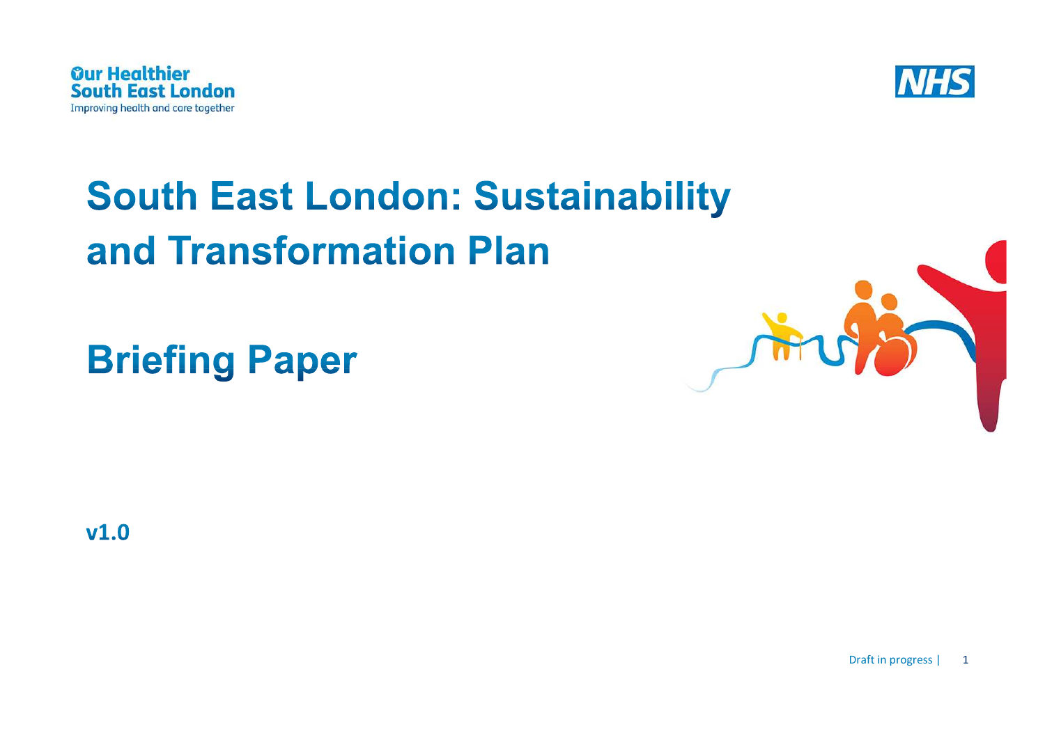Our Healthier South East London
Improving health and care together

NHS

# South East London: Sustainability and Transformation Plan

# Briefing Paper

**v1.0**

Draft in progress |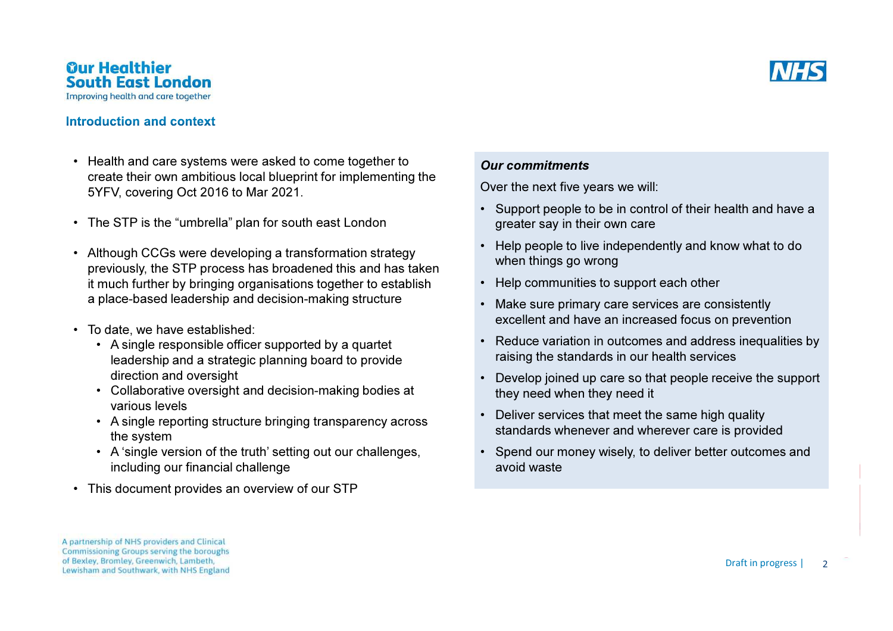## Introduction and context

- Health and care systems were asked to come together to create their own ambitious local blueprint for implementing the 5YFV, covering Oct 2016 to Mar 2021.
- The STP is the “umbrella” plan for south east London
- Although CCGs were developing a transformation strategy previously, the STP process has broadened this and has taken it much further by bringing organisations together to establish a place-based leadership and decision-making structure
- To date, we have established:
  - A single responsible officer supported by a quartet leadership and a strategic planning board to provide direction and oversight
  - Collaborative oversight and decision-making bodies at various levels
  - A single reporting structure bringing transparency across the system
  - A ‘single version of the truth’ setting out our challenges, including our financial challenge
- This document provides an overview of our STP

***Our commitments***

Over the next five years we will:

- Support people to be in control of their health and have a greater say in their own care
- Help people to live independently and know what to do when things go wrong
- Help communities to support each other
- Make sure primary care services are consistently excellent and have an increased focus on prevention
- Reduce variation in outcomes and address inequalities by raising the standards in our health services
- Develop joined up care so that people receive the support they need when they need it
- Deliver services that meet the same high quality standards whenever and wherever care is provided
- Spend our money wisely, to deliver better outcomes and avoid waste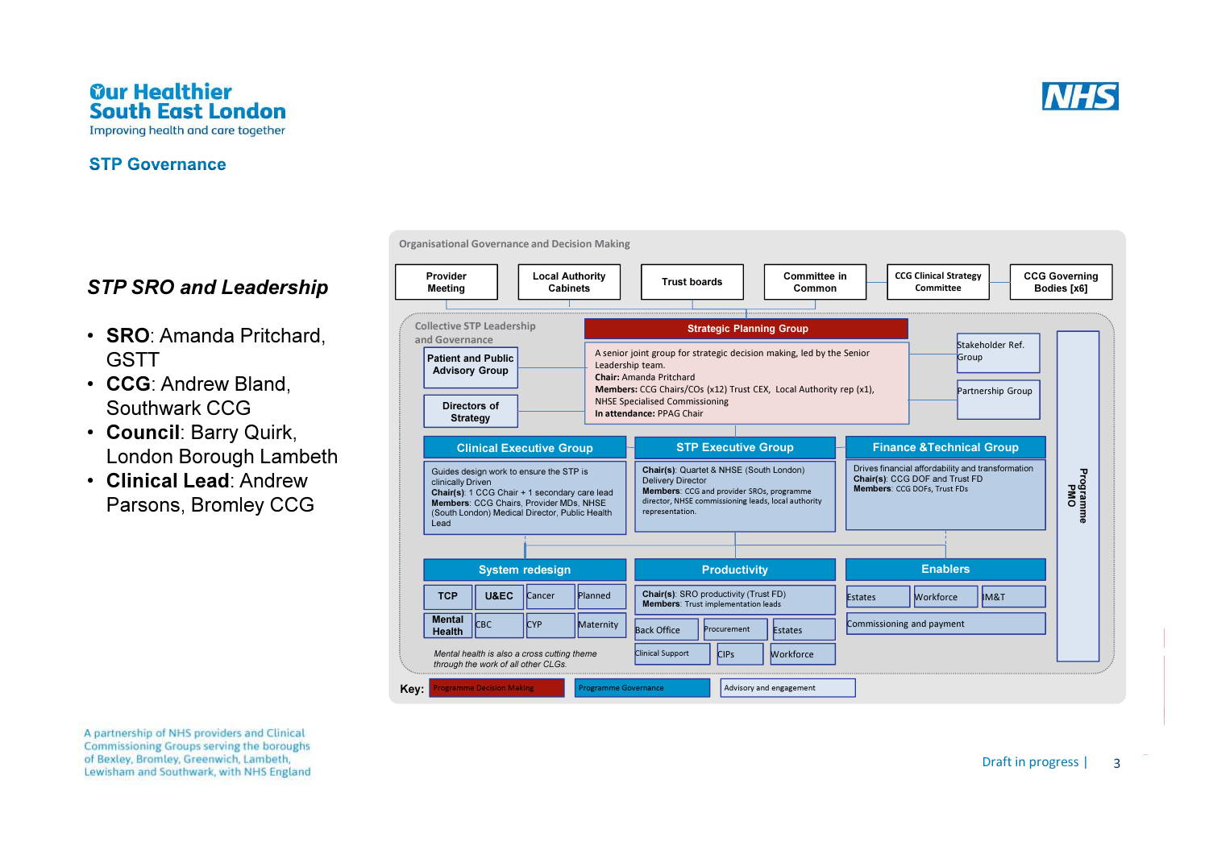# Our Healthier South East London

Improving health and care together

## STP Governance

### *STP SRO and Leadership*

- **SRO**: Amanda Pritchard, GSTT
- **CCG**: Andrew Bland, Southwark CCG
- **Council**: Barry Quirk, London Borough Lambeth
- **Clinical Lead**: Andrew Parsons, Bromley CCG

**Organisational Governance and Decision Making**

- Provider Meeting
- Local Authority Cabinets
- Trust boards
- Committee in Common
- CCG Clinical Strategy Committee
- CCG Governing Bodies [x6]

**Collective STP Leadership and Governance**

- Patient and Public Advisory Group
- Directors of Strategy

**Strategic Planning Group**

A senior joint group for strategic decision making, led by the Senior Leadership team.
**Chair:** Amanda Pritchard
**Members:** CCG Chairs/COs (x12) Trust CEX, Local Authority rep (x1), NHSE Specialised Commissioning
**In attendance:** PPAG Chair

- Stakeholder Ref. Group
- Partnership Group

**Clinical Executive Group**

Guides design work to ensure the STP is clinically Driven
**Chair(s)**: 1 CCG Chair + 1 secondary care lead
**Members**: CCG Chairs, Provider MDs, NHSE (South London) Medical Director, Public Health Lead

**STP Executive Group**

**Chair(s)**: Quartet & NHSE (South London) Delivery Director
**Members**: CCG and provider SROs, programme director, NHSE commissioning leads, local authority representation.

**Finance &Technical Group**

Drives financial affordability and transformation
**Chair(s)**: CCG DOF and Trust FD
**Members**: CCG DOFs, Trust FDs

**System redesign**

- TCP
- U&EC
- Cancer
- Planned
- Mental Health
- CBC
- CYP
- Maternity

*Mental health is also a cross cutting theme through the work of all other CLGs.*

**Productivity**

**Chair(s)**: SRO productivity (Trust FD)
**Members**: Trust implementation leads

- Back Office
- Procurement
- Estates
- Clinical Support
- CIPs
- Workforce

**Enablers**

- Estates
- Workforce
- IM&T
- Commissioning and payment

**Programme PMO**

**Key:** Programme Decision Making | Programme Governance | Advisory and engagement

A partnership of NHS providers and Clinical Commissioning Groups serving the boroughs of Bexley, Bromley, Greenwich, Lambeth, Lewisham and Southwark, with NHS England

Draft in progress |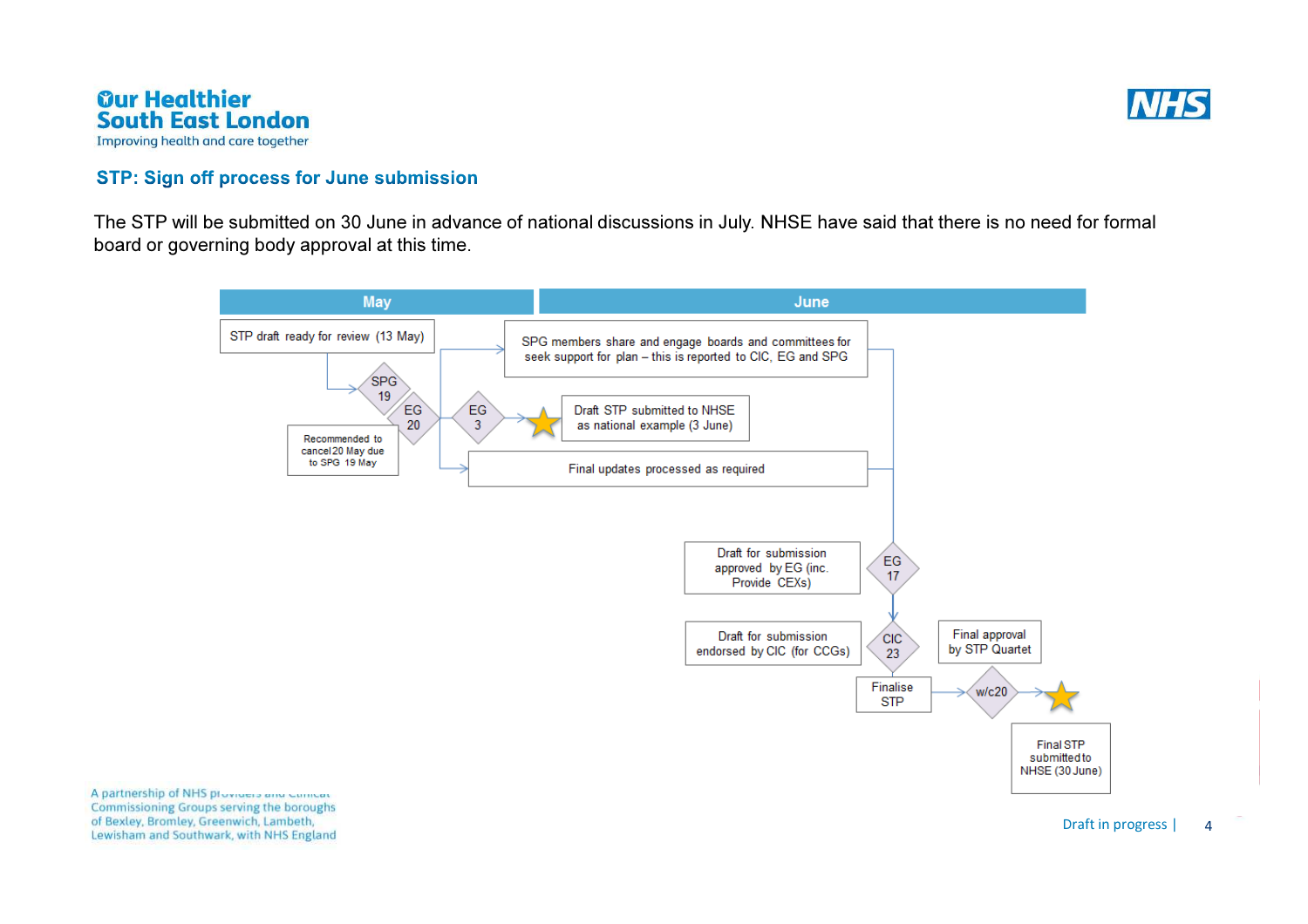# STP: Sign off process for June submission

The STP will be submitted on 30 June in advance of national discussions in July. NHSE have said that there is no need for formal board or governing body approval at this time.

**May**

- STP draft ready for review (13 May)
- SPG 19
- EG 20 — Recommended to cancel 20 May due to SPG 19 May

**June**

- EG 3
  - SPG members share and engage boards and committees for seek support for plan – this is reported to CIC, EG and SPG
  - Draft STP submitted to NHSE as national example (3 June)
  - Final updates processed as required
- EG 17 — Draft for submission approved by EG (inc. Provide CEXs)
- CIC 23 — Draft for submission endorsed by CIC (for CCGs)
- Finalise STP
- w/c20 — Final approval by STP Quartet
- Final STP submitted to NHSE (30 June)

A partnership of NHS providers and Clinical Commissioning Groups serving the boroughs of Bexley, Bromley, Greenwich, Lambeth, Lewisham and Southwark, with NHS England

Draft in progress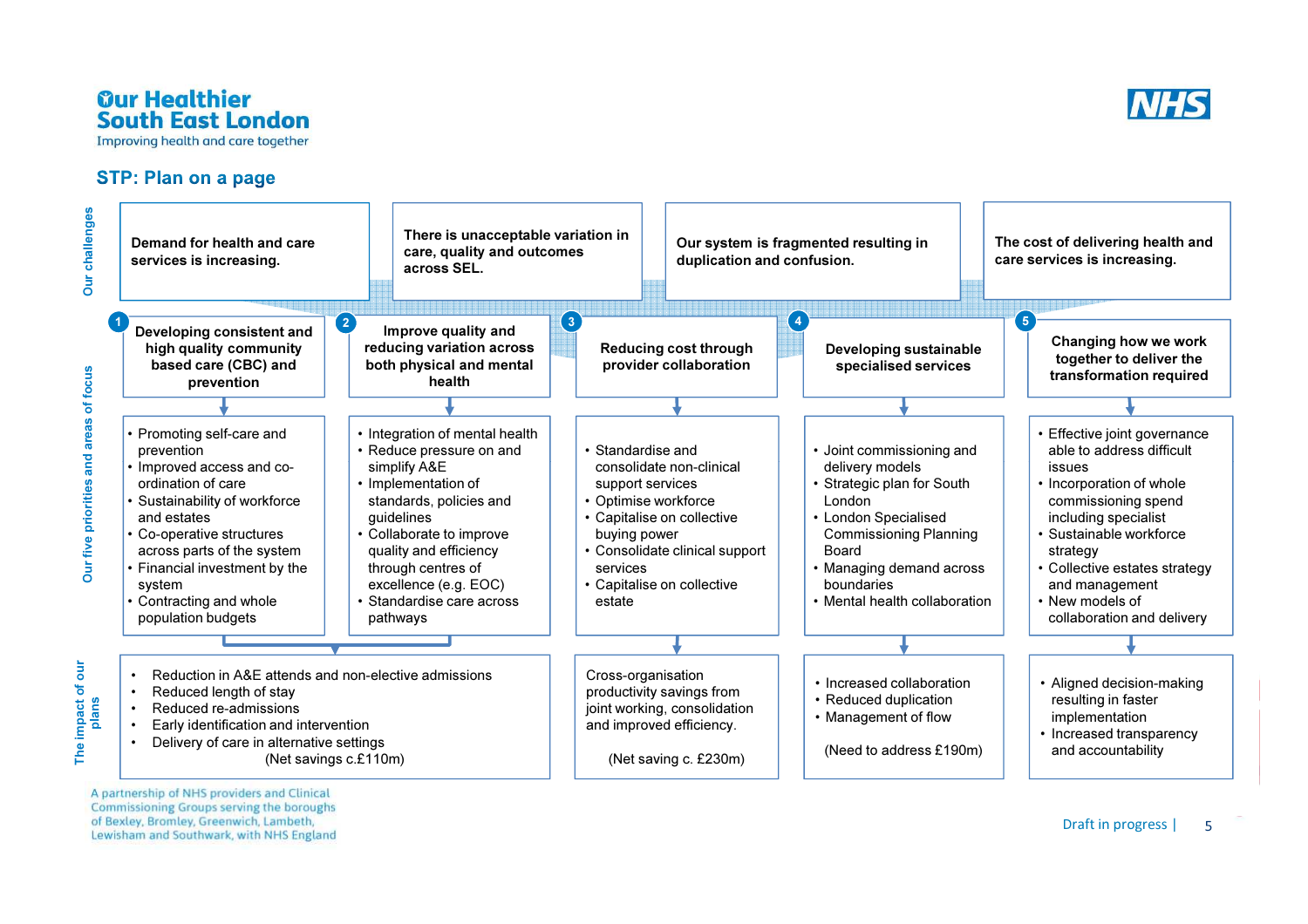Our Healthier South East London

Improving health and care together

## STP: Plan on a page

### Our challenges

- Demand for health and care services is increasing.
- There is unacceptable variation in care, quality and outcomes across SEL.
- Our system is fragmented resulting in duplication and confusion.
- The cost of delivering health and care services is increasing.

### Our five priorities and areas of focus

**1. Developing consistent and high quality community based care (CBC) and prevention**

- Promoting self-care and prevention
- Improved access and co-ordination of care
- Sustainability of workforce and estates
- Co-operative structures across parts of the system
- Financial investment by the system
- Contracting and whole population budgets

**2. Improve quality and reducing variation across both physical and mental health**

- Integration of mental health
- Reduce pressure on and simplify A&E
- Implementation of standards, policies and guidelines
- Collaborate to improve quality and efficiency through centres of excellence (e.g. EOC)
- Standardise care across pathways

**3. Reducing cost through provider collaboration**

- Standardise and consolidate non-clinical support services
- Optimise workforce
- Capitalise on collective buying power
- Consolidate clinical support services
- Capitalise on collective estate

**4. Developing sustainable specialised services**

- Joint commissioning and delivery models
- Strategic plan for South London
- London Specialised Commissioning Planning Board
- Managing demand across boundaries
- Mental health collaboration

**5. Changing how we work together to deliver the transformation required**

- Effective joint governance able to address difficult issues
- Incorporation of whole commissioning spend including specialist
- Sustainable workforce strategy
- Collective estates strategy and management
- New models of collaboration and delivery

### The impact of our plans

**Priorities 1 and 2:**

- Reduction in A&E attends and non-elective admissions
- Reduced length of stay
- Reduced re-admissions
- Early identification and intervention
- Delivery of care in alternative settings

(Net savings c.£110m)

**Priority 3:**

Cross-organisation productivity savings from joint working, consolidation and improved efficiency.

(Net saving c. £230m)

**Priority 4:**

- Increased collaboration
- Reduced duplication
- Management of flow

(Need to address £190m)

**Priority 5:**

- Aligned decision-making resulting in faster implementation
- Increased transparency and accountability

A partnership of NHS providers and Clinical Commissioning Groups serving the boroughs of Bexley, Bromley, Greenwich, Lambeth, Lewisham and Southwark, with NHS England

Draft in progress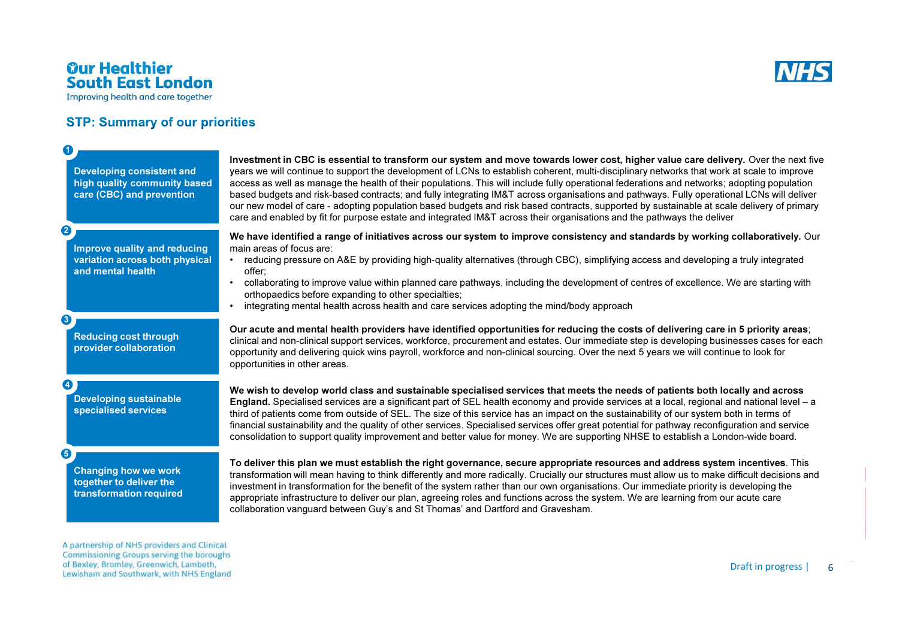## STP: Summary of our priorities

### 1. Developing consistent and high quality community based care (CBC) and prevention

**Investment in CBC is essential to transform our system and move towards lower cost, higher value care delivery.** Over the next five years we will continue to support the development of LCNs to establish coherent, multi-disciplinary networks that work at scale to improve access as well as manage the health of their populations. This will include fully operational federations and networks; adopting population based budgets and risk-based contracts; and fully integrating IM&T across organisations and pathways. Fully operational LCNs will deliver our new model of care - adopting population based budgets and risk based contracts, supported by sustainable at scale delivery of primary care and enabled by fit for purpose estate and integrated IM&T across their organisations and the pathways the deliver

### 2. Improve quality and reducing variation across both physical and mental health

**We have identified a range of initiatives across our system to improve consistency and standards by working collaboratively.** Our main areas of focus are:

- reducing pressure on A&E by providing high-quality alternatives (through CBC), simplifying access and developing a truly integrated offer;
- collaborating to improve value within planned care pathways, including the development of centres of excellence. We are starting with orthopaedics before expanding to other specialties;
- integrating mental health across health and care services adopting the mind/body approach

### 3. Reducing cost through provider collaboration

**Our acute and mental health providers have identified opportunities for reducing the costs of delivering care in 5 priority areas**; clinical and non-clinical support services, workforce, procurement and estates. Our immediate step is developing businesses cases for each opportunity and delivering quick wins payroll, workforce and non-clinical sourcing. Over the next 5 years we will continue to look for opportunities in other areas.

### 4. Developing sustainable specialised services

**We wish to develop world class and sustainable specialised services that meets the needs of patients both locally and across England.** Specialised services are a significant part of SEL health economy and provide services at a local, regional and national level – a third of patients come from outside of SEL. The size of this service has an impact on the sustainability of our system both in terms of financial sustainability and the quality of other services. Specialised services offer great potential for pathway reconfiguration and service consolidation to support quality improvement and better value for money. We are supporting NHSE to establish a London-wide board.

### 5. Changing how we work together to deliver the transformation required

**To deliver this plan we must establish the right governance, secure appropriate resources and address system incentives**. This transformation will mean having to think differently and more radically. Crucially our structures must allow us to make difficult decisions and investment in transformation for the benefit of the system rather than our own organisations. Our immediate priority is developing the appropriate infrastructure to deliver our plan, agreeing roles and functions across the system. We are learning from our acute care collaboration vanguard between Guy's and St Thomas' and Dartford and Gravesham.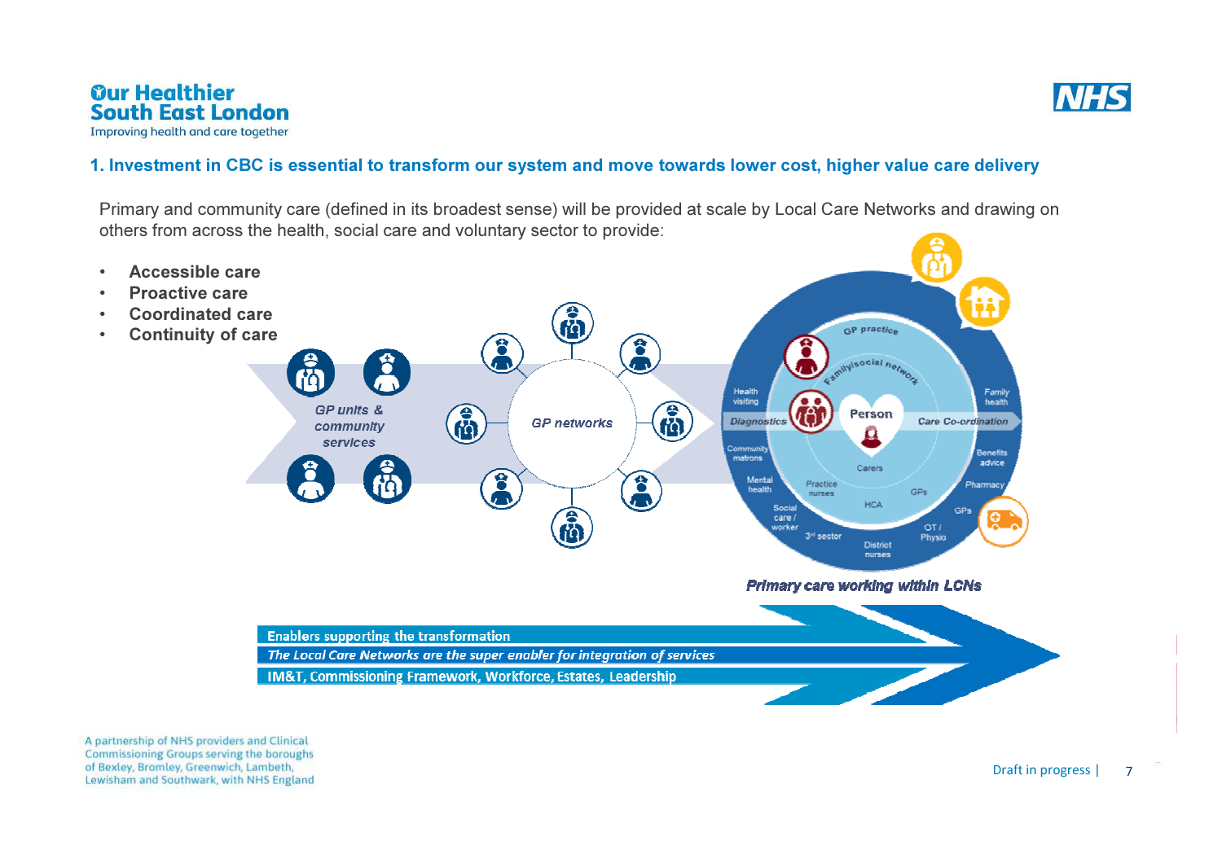## 1. Investment in CBC is essential to transform our system and move towards lower cost, higher value care delivery

Primary and community care (defined in its broadest sense) will be provided at scale by Local Care Networks and drawing on others from across the health, social care and voluntary sector to provide:

- **Accessible care**
- **Proactive care**
- **Coordinated care**
- **Continuity of care**

*GP units & community services*

*GP networks*

GP practice, Family/social network, Health visiting, Family health, Diagnostics, Person, Care Co-ordination, Community matrons, Benefits advice, Carers, Mental health, Practice nurses, GPs, Pharmacy, HCA, GPs, Social care / worker, 3rd sector, District nurses, OT / Physio

***Primary care working within LCNs***

**Enablers supporting the transformation**

***The Local Care Networks are the super enabler for integration of services***

**IM&T, Commissioning Framework, Workforce, Estates, Leadership**

A partnership of NHS providers and Clinical Commissioning Groups serving the boroughs of Bexley, Bromley, Greenwich, Lambeth, Lewisham and Southwark, with NHS England

Draft in progress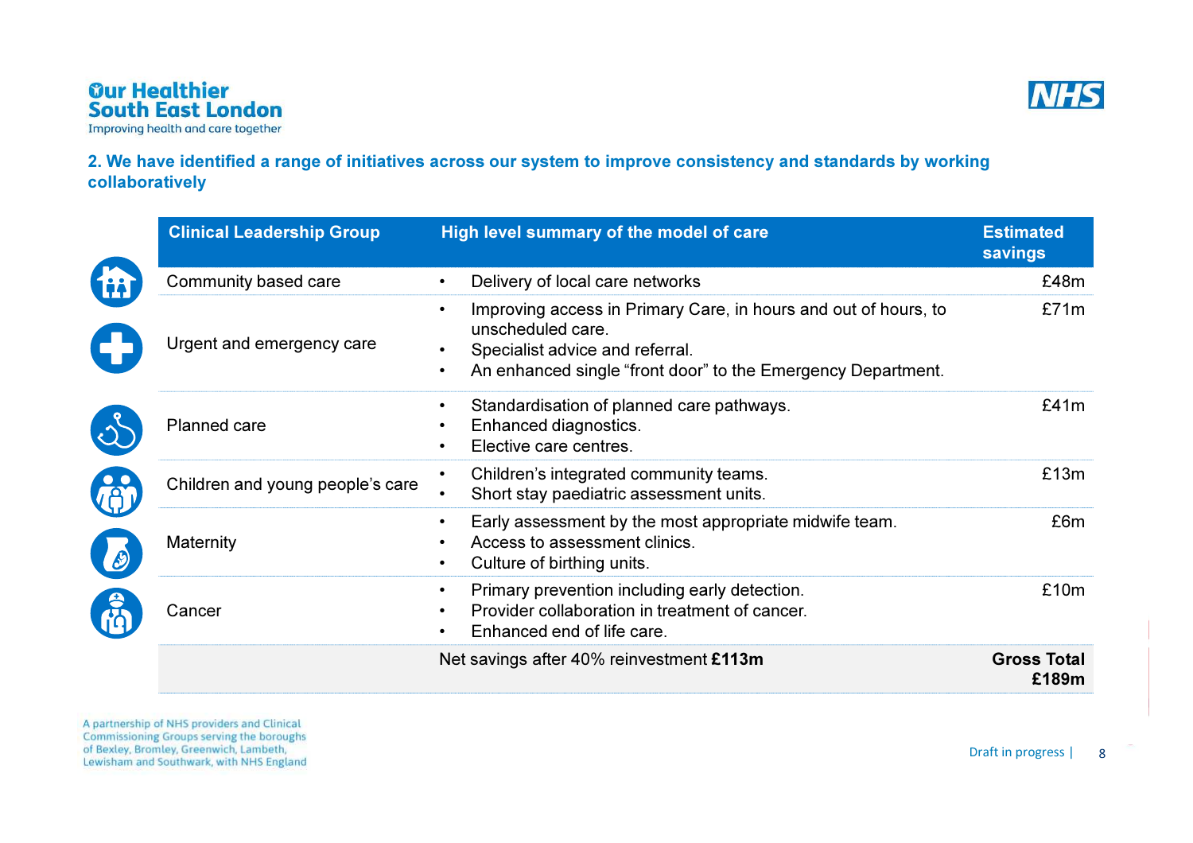## 2. We have identified a range of initiatives across our system to improve consistency and standards by working collaboratively

| Clinical Leadership Group | High level summary of the model of care | Estimated savings |
|---|---|---|
| Community based care | • Delivery of local care networks | £48m |
| Urgent and emergency care | • Improving access in Primary Care, in hours and out of hours, to unscheduled care.<br>• Specialist advice and referral.<br>• An enhanced single "front door" to the Emergency Department. | £71m |
| Planned care | • Standardisation of planned care pathways.<br>• Enhanced diagnostics.<br>• Elective care centres. | £41m |
| Children and young people's care | • Children's integrated community teams.<br>• Short stay paediatric assessment units. | £13m |
| Maternity | • Early assessment by the most appropriate midwife team.<br>• Access to assessment clinics.<br>• Culture of birthing units. | £6m |
| Cancer | • Primary prevention including early detection.<br>• Provider collaboration in treatment of cancer.<br>• Enhanced end of life care. | £10m |
| | Net savings after 40% reinvestment **£113m** | **Gross Total £189m** |

A partnership of NHS providers and Clinical Commissioning Groups serving the boroughs of Bexley, Bromley, Greenwich, Lambeth, Lewisham and Southwark, with NHS England

Draft in progress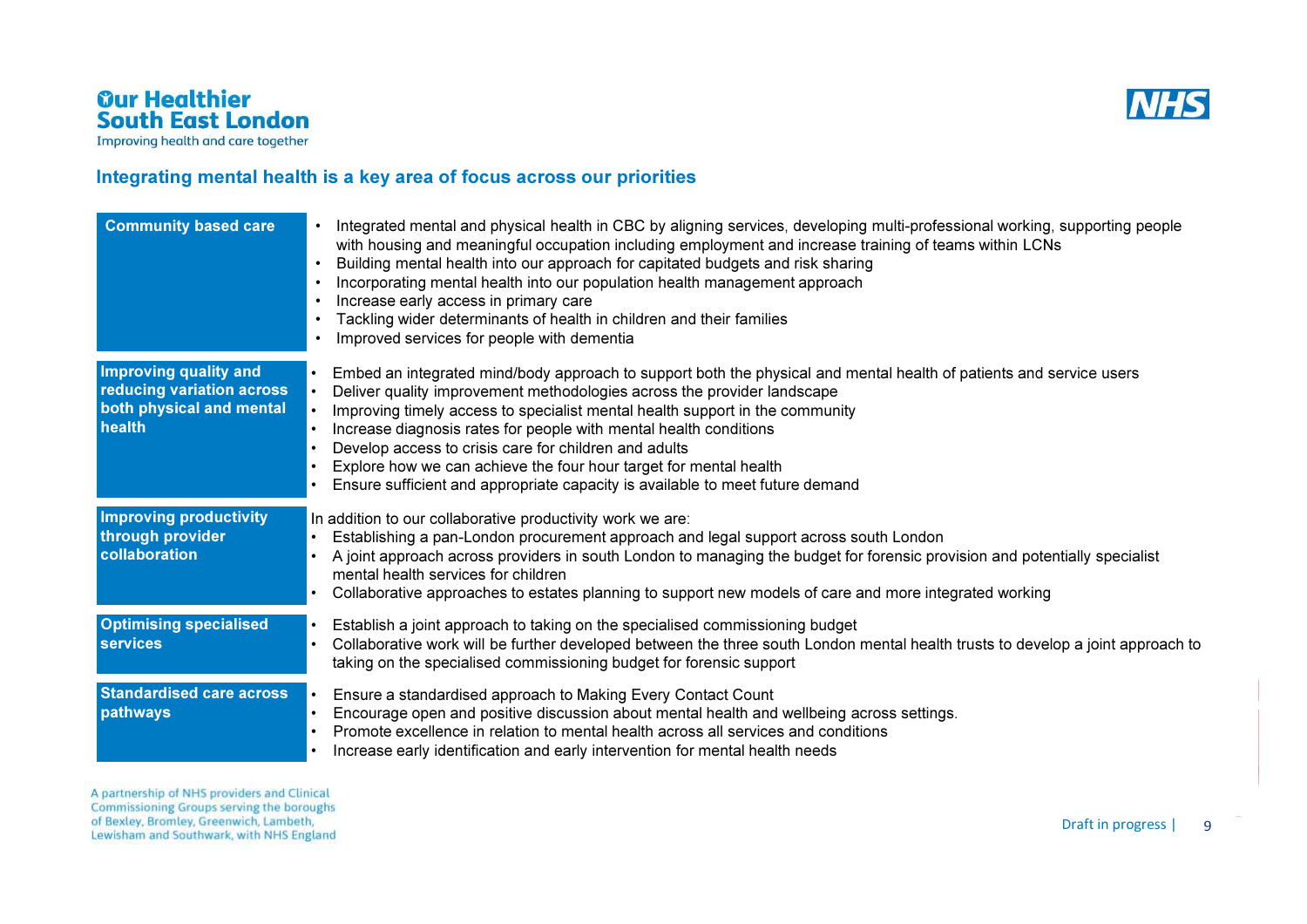## Integrating mental health is a key area of focus across our priorities

| | |
|---|---|
| **Community based care** | • Integrated mental and physical health in CBC by aligning services, developing multi-professional working, supporting people with housing and meaningful occupation including employment and increase training of teams within LCNs<br>• Building mental health into our approach for capitated budgets and risk sharing<br>• Incorporating mental health into our population health management approach<br>• Increase early access in primary care<br>• Tackling wider determinants of health in children and their families<br>• Improved services for people with dementia |
| **Improving quality and reducing variation across both physical and mental health** | • Embed an integrated mind/body approach to support both the physical and mental health of patients and service users<br>• Deliver quality improvement methodologies across the provider landscape<br>• Improving timely access to specialist mental health support in the community<br>• Increase diagnosis rates for people with mental health conditions<br>• Develop access to crisis care for children and adults<br>• Explore how we can achieve the four hour target for mental health<br>• Ensure sufficient and appropriate capacity is available to meet future demand |
| **Improving productivity through provider collaboration** | In addition to our collaborative productivity work we are:<br>• Establishing a pan-London procurement approach and legal support across south London<br>• A joint approach across providers in south London to managing the budget for forensic provision and potentially specialist mental health services for children<br>• Collaborative approaches to estates planning to support new models of care and more integrated working |
| **Optimising specialised services** | • Establish a joint approach to taking on the specialised commissioning budget<br>• Collaborative work will be further developed between the three south London mental health trusts to develop a joint approach to taking on the specialised commissioning budget for forensic support |
| **Standardised care across pathways** | • Ensure a standardised approach to Making Every Contact Count<br>• Encourage open and positive discussion about mental health and wellbeing across settings.<br>• Promote excellence in relation to mental health across all services and conditions<br>• Increase early identification and early intervention for mental health needs |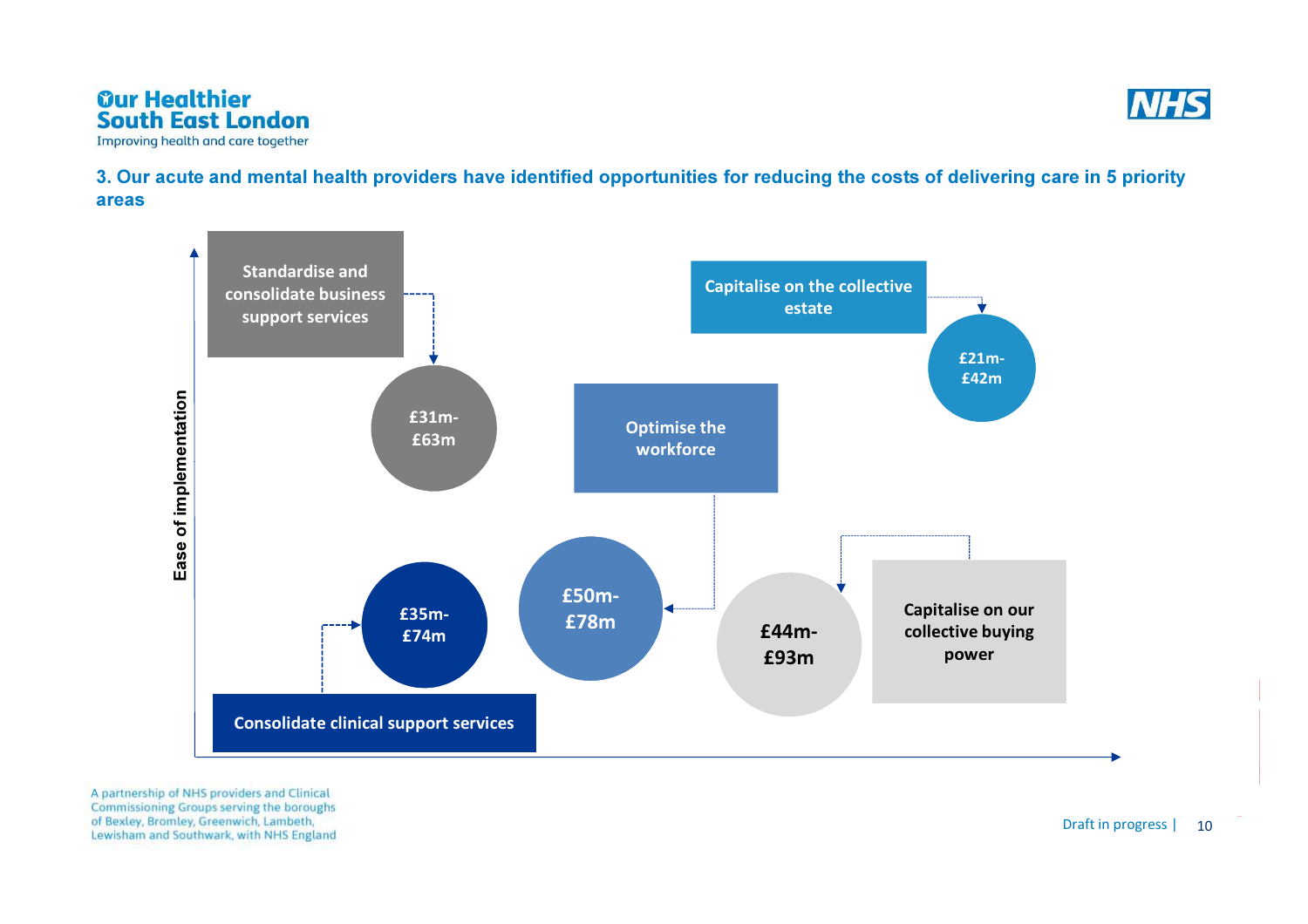### 3. Our acute and mental health providers have identified opportunities for reducing the costs of delivering care in 5 priority areas

Ease of implementation

- Standardise and consolidate business support services: £31m-£63m
- Capitalise on the collective estate: £21m-£42m
- Optimise the workforce: £50m-£78m
- Capitalise on our collective buying power: £44m-£93m
- Consolidate clinical support services: £35m-£74m

A partnership of NHS providers and Clinical Commissioning Groups serving the boroughs of Bexley, Bromley, Greenwich, Lambeth, Lewisham and Southwark, with NHS England

Draft in progress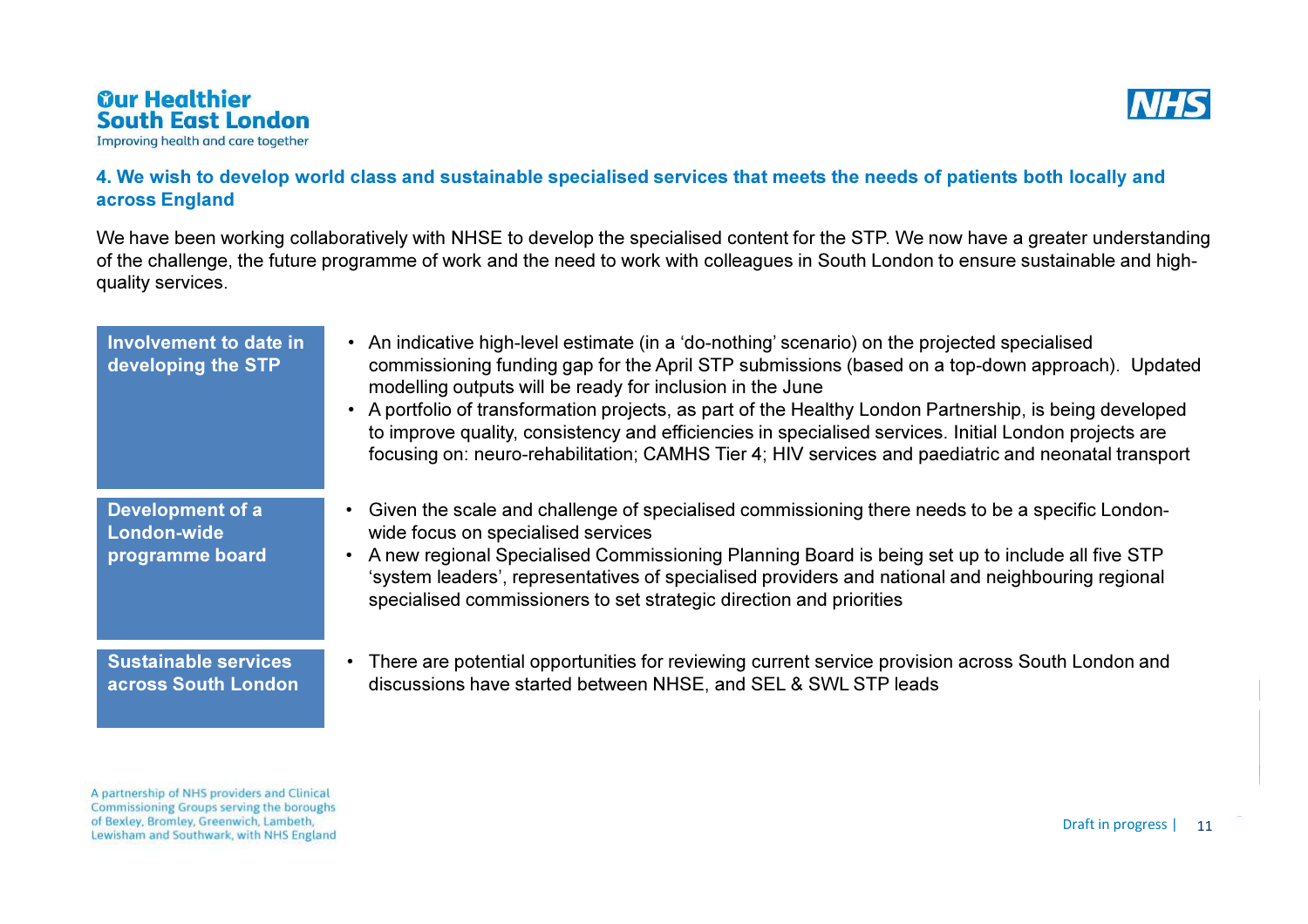## 4. We wish to develop world class and sustainable specialised services that meets the needs of patients both locally and across England

We have been working collaboratively with NHSE to develop the specialised content for the STP. We now have a greater understanding of the challenge, the future programme of work and the need to work with colleagues in South London to ensure sustainable and high-quality services.

| | |
|---|---|
| **Involvement to date in developing the STP** | • An indicative high-level estimate (in a 'do-nothing' scenario) on the projected specialised commissioning funding gap for the April STP submissions (based on a top-down approach). Updated modelling outputs will be ready for inclusion in the June<br>• A portfolio of transformation projects, as part of the Healthy London Partnership, is being developed to improve quality, consistency and efficiencies in specialised services. Initial London projects are focusing on: neuro-rehabilitation; CAMHS Tier 4; HIV services and paediatric and neonatal transport |
| **Development of a London-wide programme board** | • Given the scale and challenge of specialised commissioning there needs to be a specific London-wide focus on specialised services<br>• A new regional Specialised Commissioning Planning Board is being set up to include all five STP 'system leaders', representatives of specialised providers and national and neighbouring regional specialised commissioners to set strategic direction and priorities |
| **Sustainable services across South London** | • There are potential opportunities for reviewing current service provision across South London and discussions have started between NHSE, and SEL & SWL STP leads |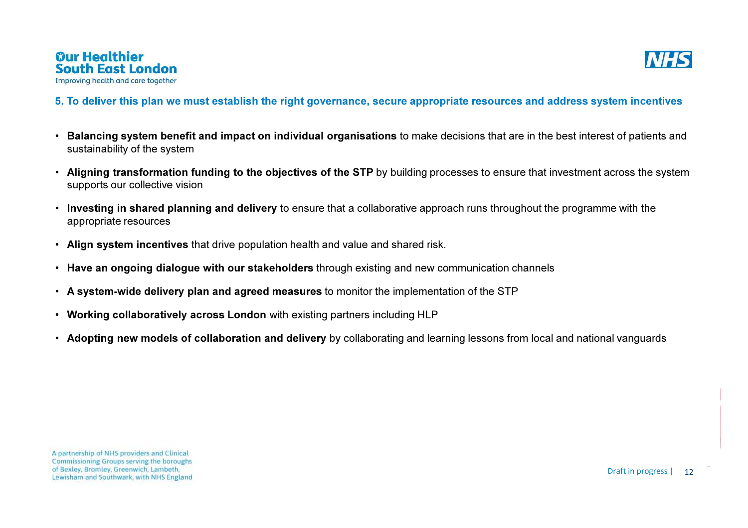## 5. To deliver this plan we must establish the right governance, secure appropriate resources and address system incentives

- **Balancing system benefit and impact on individual organisations** to make decisions that are in the best interest of patients and sustainability of the system
- **Aligning transformation funding to the objectives of the STP** by building processes to ensure that investment across the system supports our collective vision
- **Investing in shared planning and delivery** to ensure that a collaborative approach runs throughout the programme with the appropriate resources
- **Align system incentives** that drive population health and value and shared risk.
- **Have an ongoing dialogue with our stakeholders** through existing and new communication channels
- **A system-wide delivery plan and agreed measures** to monitor the implementation of the STP
- **Working collaboratively across London** with existing partners including HLP
- **Adopting new models of collaboration and delivery** by collaborating and learning lessons from local and national vanguards